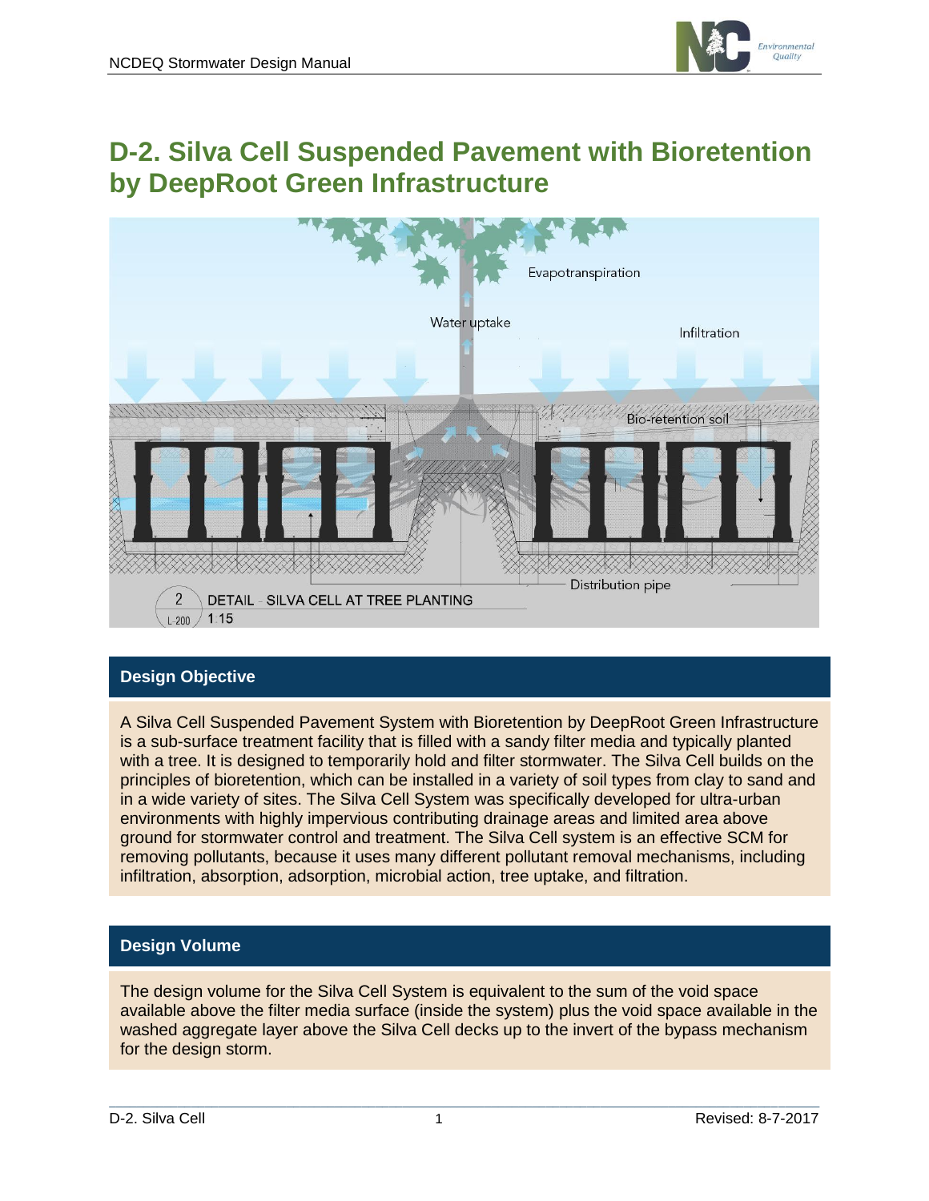# D-2. Silva Cell Suspended Pavement with Bioretention by DeepRoot Green Infrastructure

## Design Objective

A Silva Cell Suspended Pavement System with Bioretention by DeepRoot Green Infrastructure is a sub-surface treatment facility that is filled with a sandy filter media and typically planted with a tree. It is designed to temporarily hold and filter stormwater. The Silva Cell builds on the principles of bioretention, which can be installed in a variety of soil types from clay to sand and in a wide variety of sites. The Silva Cell System was specifically developed for ultra-urban environments with highly impervious contributing drainage areas and limited area above ground for stormwater control and treatment. The Silva Cell system is an effective SCM for removing pollutants, because it uses many different pollutant removal mechanisms, including infiltration, absorption, adsorption, microbial action, tree uptake, and filtration.

## Design Volume

The design volume for the Silva Cell System is equivalent to the sum of the void space available above the filter media surface (inside the system) plus the void space available in the washed aggregate layer above the Silva Cell decks up to the invert of the bypass mechanism for the design storm.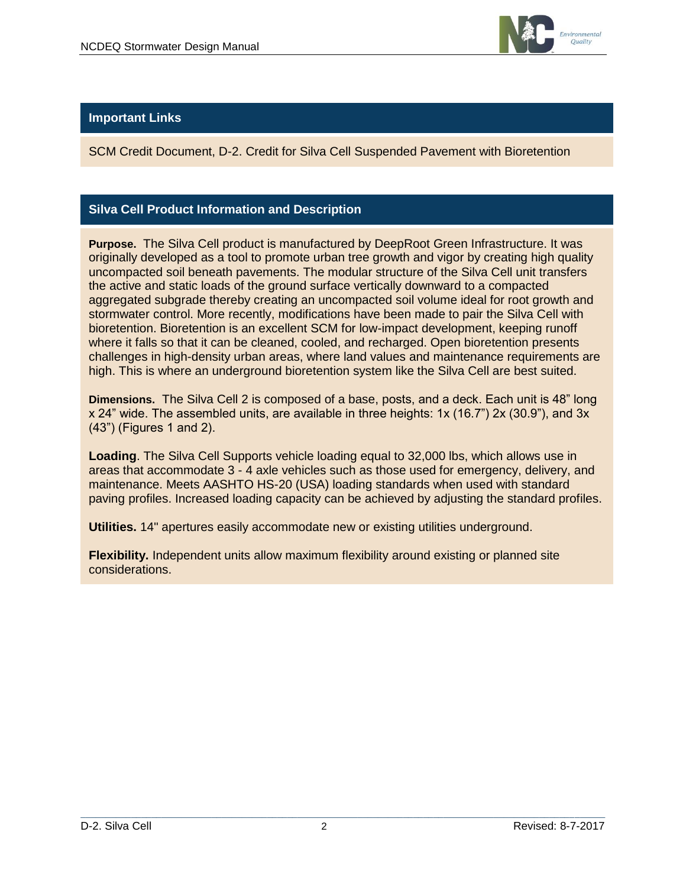## Important Links

SCM Credit Document, D-2. Credit for Silva Cell Suspended Pavement with Bioretention

## Silva Cell Product Information and Description

**Purpose.** The Silva Cell product is manufactured by DeepRoot Green Infrastructure. It was originally developed as a tool to promote urban tree growth and vigor by creating high quality uncompacted soil beneath pavements. The modular structure of the Silva Cell unit transfers the active and static loads of the ground surface vertically downward to a compacted aggregated subgrade thereby creating an uncompacted soil volume ideal for root growth and stormwater control. More recently, modifications have been made to pair the Silva Cell with bioretention. Bioretention is an excellent SCM for low-impact development, keeping runoff where it falls so that it can be cleaned, cooled, and recharged. Open bioretention presents challenges in high-density urban areas, where land values and maintenance requirements are high. This is where an underground bioretention system like the Silva Cell are best suited.

**Dimensions.** The Silva Cell 2 is composed of a base, posts, and a deck. Each unit is 48" long x 24" wide. The assembled units, are available in three heights: 1x (16.7") 2x (30.9"), and 3x (43") (Figures 1 and 2).

**Loading**. The Silva Cell Supports vehicle loading equal to 32,000 lbs, which allows use in areas that accommodate 3 - 4 axle vehicles such as those used for emergency, delivery, and maintenance. Meets AASHTO HS-20 (USA) loading standards when used with standard paving profiles. Increased loading capacity can be achieved by adjusting the standard profiles.

**Utilities.** 14" apertures easily accommodate new or existing utilities underground.

**Flexibility.** Independent units allow maximum flexibility around existing or planned site considerations.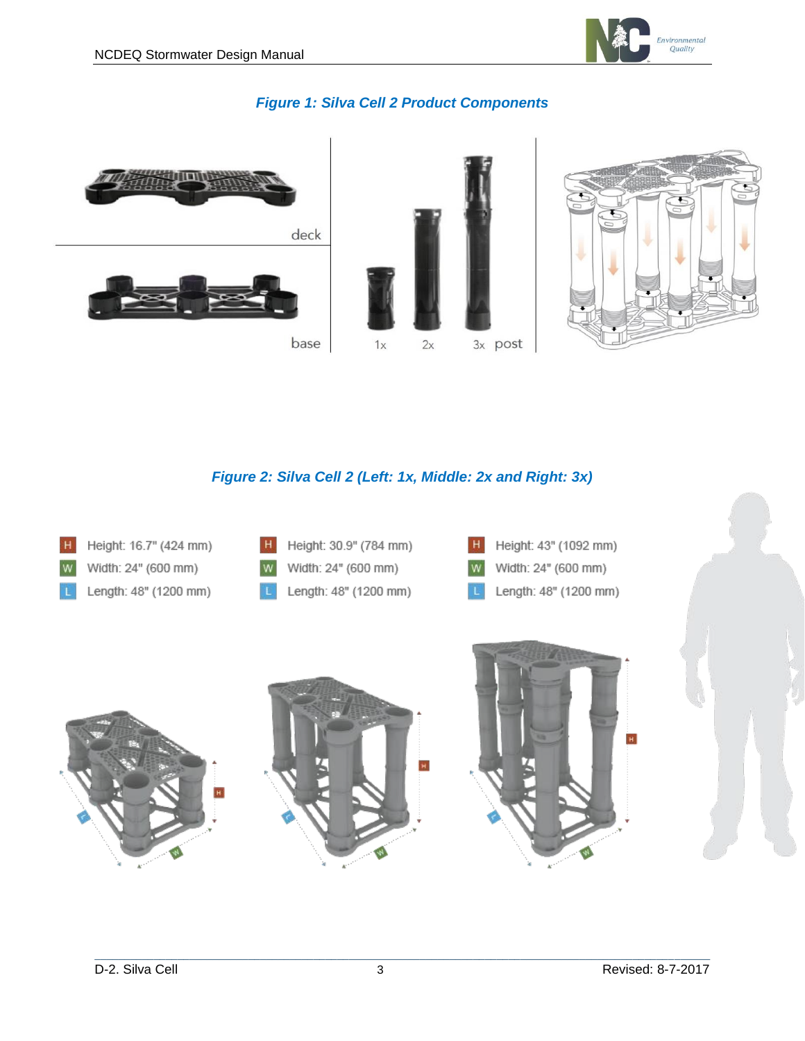*Figure 1: Silva Cell 2 Product Components*

deck

base

1x 2x 3x post

*Figure 2: Silva Cell 2 (Left: 1x, Middle: 2x and Right: 3x)*

H Height: 16.7" (424 mm)
W Width: 24" (600 mm)
L Length: 48" (1200 mm)

H Height: 30.9" (784 mm)
W Width: 24" (600 mm)
L Length: 48" (1200 mm)

H Height: 43" (1092 mm)
W Width: 24" (600 mm)
L Length: 48" (1200 mm)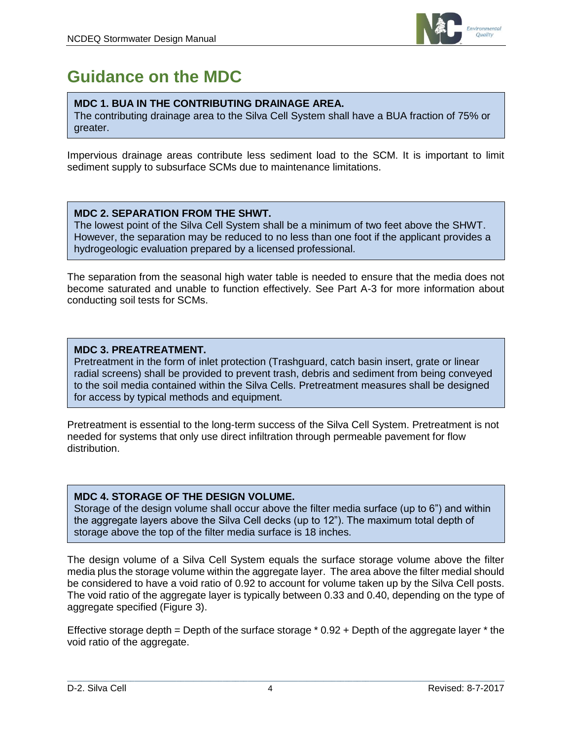# Guidance on the MDC

**MDC 1. BUA IN THE CONTRIBUTING DRAINAGE AREA.**
The contributing drainage area to the Silva Cell System shall have a BUA fraction of 75% or greater.

Impervious drainage areas contribute less sediment load to the SCM. It is important to limit sediment supply to subsurface SCMs due to maintenance limitations.

**MDC 2. SEPARATION FROM THE SHWT.**
The lowest point of the Silva Cell System shall be a minimum of two feet above the SHWT. However, the separation may be reduced to no less than one foot if the applicant provides a hydrogeologic evaluation prepared by a licensed professional.

The separation from the seasonal high water table is needed to ensure that the media does not become saturated and unable to function effectively. See Part A-3 for more information about conducting soil tests for SCMs.

**MDC 3. PREATREATMENT.**
Pretreatment in the form of inlet protection (Trashguard, catch basin insert, grate or linear radial screens) shall be provided to prevent trash, debris and sediment from being conveyed to the soil media contained within the Silva Cells. Pretreatment measures shall be designed for access by typical methods and equipment.

Pretreatment is essential to the long-term success of the Silva Cell System. Pretreatment is not needed for systems that only use direct infiltration through permeable pavement for flow distribution.

**MDC 4. STORAGE OF THE DESIGN VOLUME.**
Storage of the design volume shall occur above the filter media surface (up to 6") and within the aggregate layers above the Silva Cell decks (up to 12"). The maximum total depth of storage above the top of the filter media surface is 18 inches.

The design volume of a Silva Cell System equals the surface storage volume above the filter media plus the storage volume within the aggregate layer. The area above the filter medial should be considered to have a void ratio of 0.92 to account for volume taken up by the Silva Cell posts. The void ratio of the aggregate layer is typically between 0.33 and 0.40, depending on the type of aggregate specified (Figure 3).

Effective storage depth = Depth of the surface storage * 0.92 + Depth of the aggregate layer * the void ratio of the aggregate.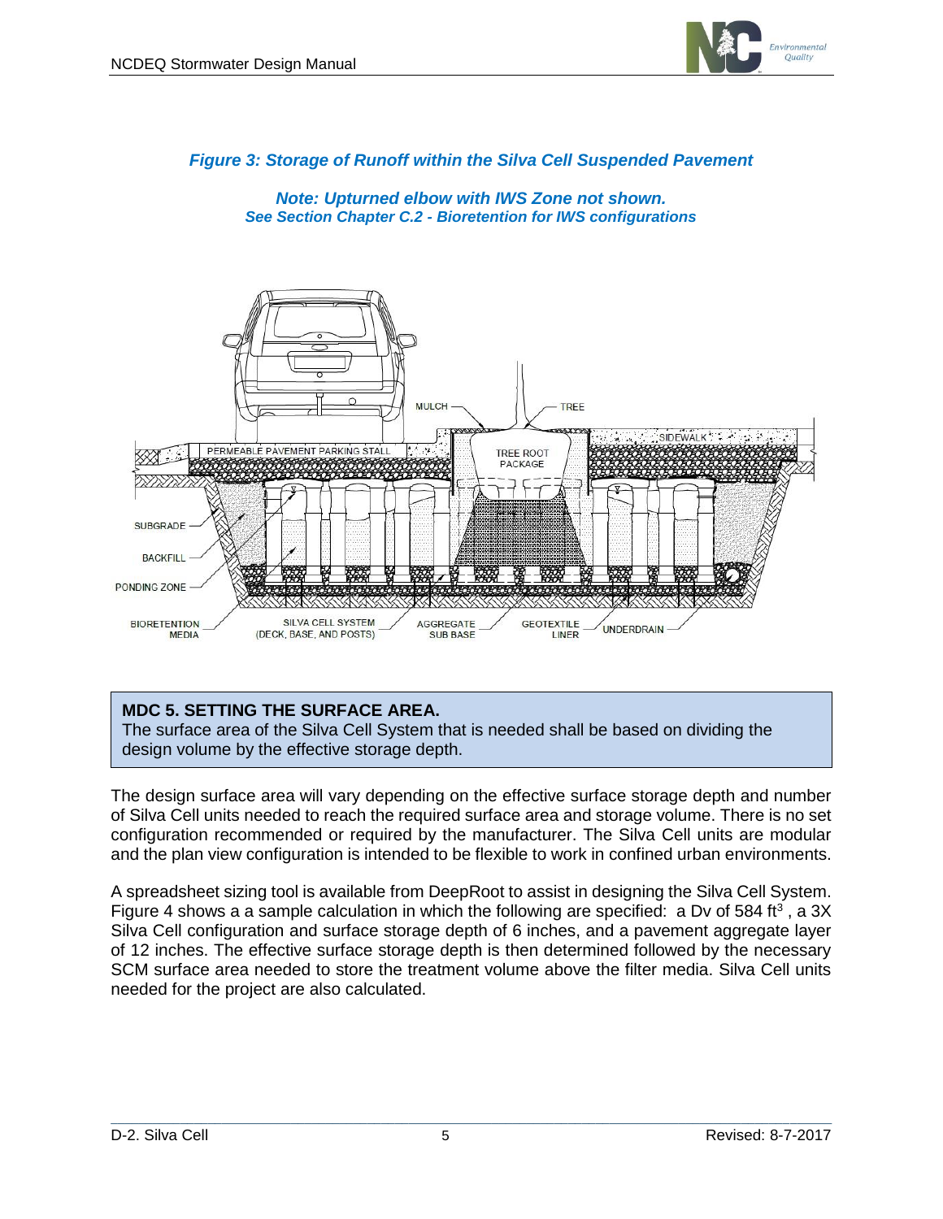*Figure 3: Storage of Runoff within the Silva Cell Suspended Pavement*

*Note: Upturned elbow with IWS Zone not shown.*
*See Section Chapter C.2 - Bioretention for IWS configurations*

**MDC 5. SETTING THE SURFACE AREA.**
The surface area of the Silva Cell System that is needed shall be based on dividing the design volume by the effective storage depth.

The design surface area will vary depending on the effective surface storage depth and number of Silva Cell units needed to reach the required surface area and storage volume. There is no set configuration recommended or required by the manufacturer. The Silva Cell units are modular and the plan view configuration is intended to be flexible to work in confined urban environments.

A spreadsheet sizing tool is available from DeepRoot to assist in designing the Silva Cell System. Figure 4 shows a a sample calculation in which the following are specified: a Dv of 584 $ft^3$ , a 3X Silva Cell configuration and surface storage depth of 6 inches, and a pavement aggregate layer of 12 inches. The effective surface storage depth is then determined followed by the necessary SCM surface area needed to store the treatment volume above the filter media. Silva Cell units needed for the project are also calculated.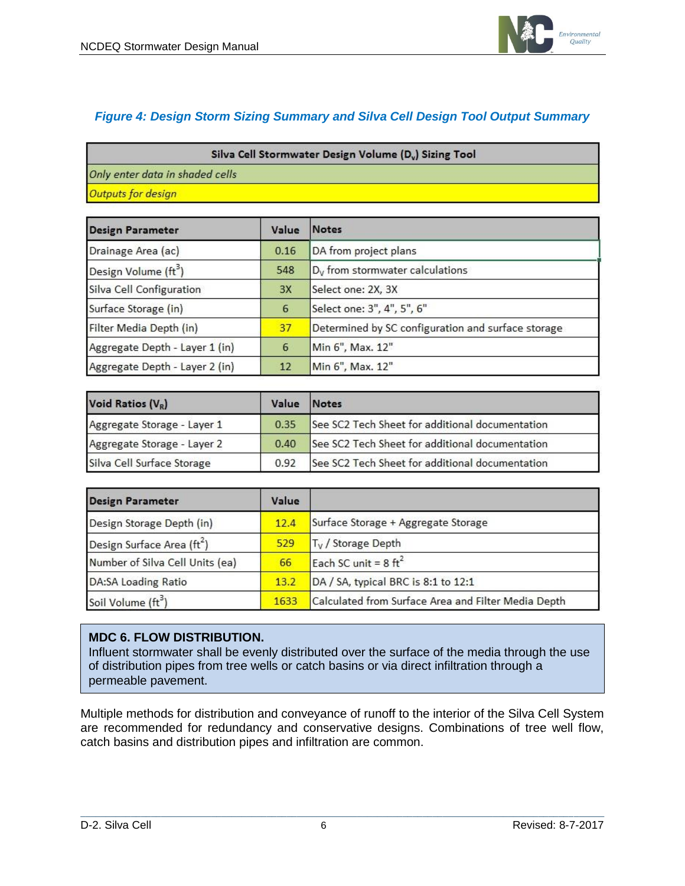*Figure 4: Design Storm Sizing Summary and Silva Cell Design Tool Output Summary*

| Silva Cell Stormwater Design Volume ($D_v$) Sizing Tool |
|---|
| *Only enter data in shaded cells* |
| *Outputs for design* |

| Design Parameter | Value | Notes |
|---|---|---|
| Drainage Area (ac) | 0.16 | DA from project plans |
| Design Volume ($ft^3$) | 548 | $D_V$ from stormwater calculations |
| Silva Cell Configuration | 3X | Select one: 2X, 3X |
| Surface Storage (in) | 6 | Select one: 3", 4", 5", 6" |
| Filter Media Depth (in) | 37 | Determined by SC configuration and surface storage |
| Aggregate Depth - Layer 1 (in) | 6 | Min 6", Max. 12" |
| Aggregate Depth - Layer 2 (in) | 12 | Min 6", Max. 12" |

| Void Ratios ($V_R$) | Value | Notes |
|---|---|---|
| Aggregate Storage - Layer 1 | 0.35 | See SC2 Tech Sheet for additional documentation |
| Aggregate Storage - Layer 2 | 0.40 | See SC2 Tech Sheet for additional documentation |
| Silva Cell Surface Storage | 0.92 | See SC2 Tech Sheet for additional documentation |

| Design Parameter | Value | |
|---|---|---|
| Design Storage Depth (in) | 12.4 | Surface Storage + Aggregate Storage |
| Design Surface Area ($ft^2$) | 529 | $T_V$ / Storage Depth |
| Number of Silva Cell Units (ea) | 66 | Each SC unit = 8 $ft^2$ |
| DA:SA Loading Ratio | 13.2 | DA / SA, typical BRC is 8:1 to 12:1 |
| Soil Volume ($ft^3$) | 1633 | Calculated from Surface Area and Filter Media Depth |

**MDC 6. FLOW DISTRIBUTION.**
Influent stormwater shall be evenly distributed over the surface of the media through the use of distribution pipes from tree wells or catch basins or via direct infiltration through a permeable pavement.

Multiple methods for distribution and conveyance of runoff to the interior of the Silva Cell System are recommended for redundancy and conservative designs. Combinations of tree well flow, catch basins and distribution pipes and infiltration are common.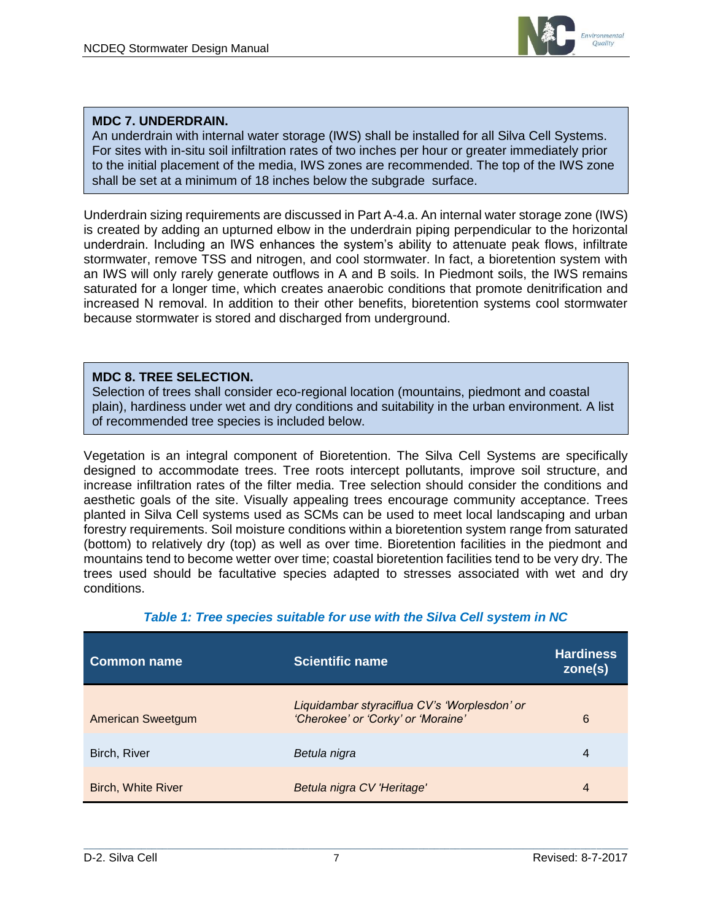**MDC 7. UNDERDRAIN.**
An underdrain with internal water storage (IWS) shall be installed for all Silva Cell Systems. For sites with in-situ soil infiltration rates of two inches per hour or greater immediately prior to the initial placement of the media, IWS zones are recommended. The top of the IWS zone shall be set at a minimum of 18 inches below the subgrade surface.

Underdrain sizing requirements are discussed in Part A-4.a. An internal water storage zone (IWS) is created by adding an upturned elbow in the underdrain piping perpendicular to the horizontal underdrain. Including an IWS enhances the system's ability to attenuate peak flows, infiltrate stormwater, remove TSS and nitrogen, and cool stormwater. In fact, a bioretention system with an IWS will only rarely generate outflows in A and B soils. In Piedmont soils, the IWS remains saturated for a longer time, which creates anaerobic conditions that promote denitrification and increased N removal. In addition to their other benefits, bioretention systems cool stormwater because stormwater is stored and discharged from underground.

**MDC 8. TREE SELECTION.**
Selection of trees shall consider eco-regional location (mountains, piedmont and coastal plain), hardiness under wet and dry conditions and suitability in the urban environment. A list of recommended tree species is included below.

Vegetation is an integral component of Bioretention. The Silva Cell Systems are specifically designed to accommodate trees. Tree roots intercept pollutants, improve soil structure, and increase infiltration rates of the filter media. Tree selection should consider the conditions and aesthetic goals of the site. Visually appealing trees encourage community acceptance. Trees planted in Silva Cell systems used as SCMs can be used to meet local landscaping and urban forestry requirements. Soil moisture conditions within a bioretention system range from saturated (bottom) to relatively dry (top) as well as over time. Bioretention facilities in the piedmont and mountains tend to become wetter over time; coastal bioretention facilities tend to be very dry. The trees used should be facultative species adapted to stresses associated with wet and dry conditions.

***Table 1: Tree species suitable for use with the Silva Cell system in NC***

| Common name | Scientific name | Hardiness zone(s) |
|---|---|---|
| American Sweetgum | *Liquidambar styraciflua CV's 'Worplesdon' or 'Cherokee' or 'Corky' or 'Moraine'* | 6 |
| Birch, River | *Betula nigra* | 4 |
| Birch, White River | *Betula nigra CV 'Heritage'* | 4 |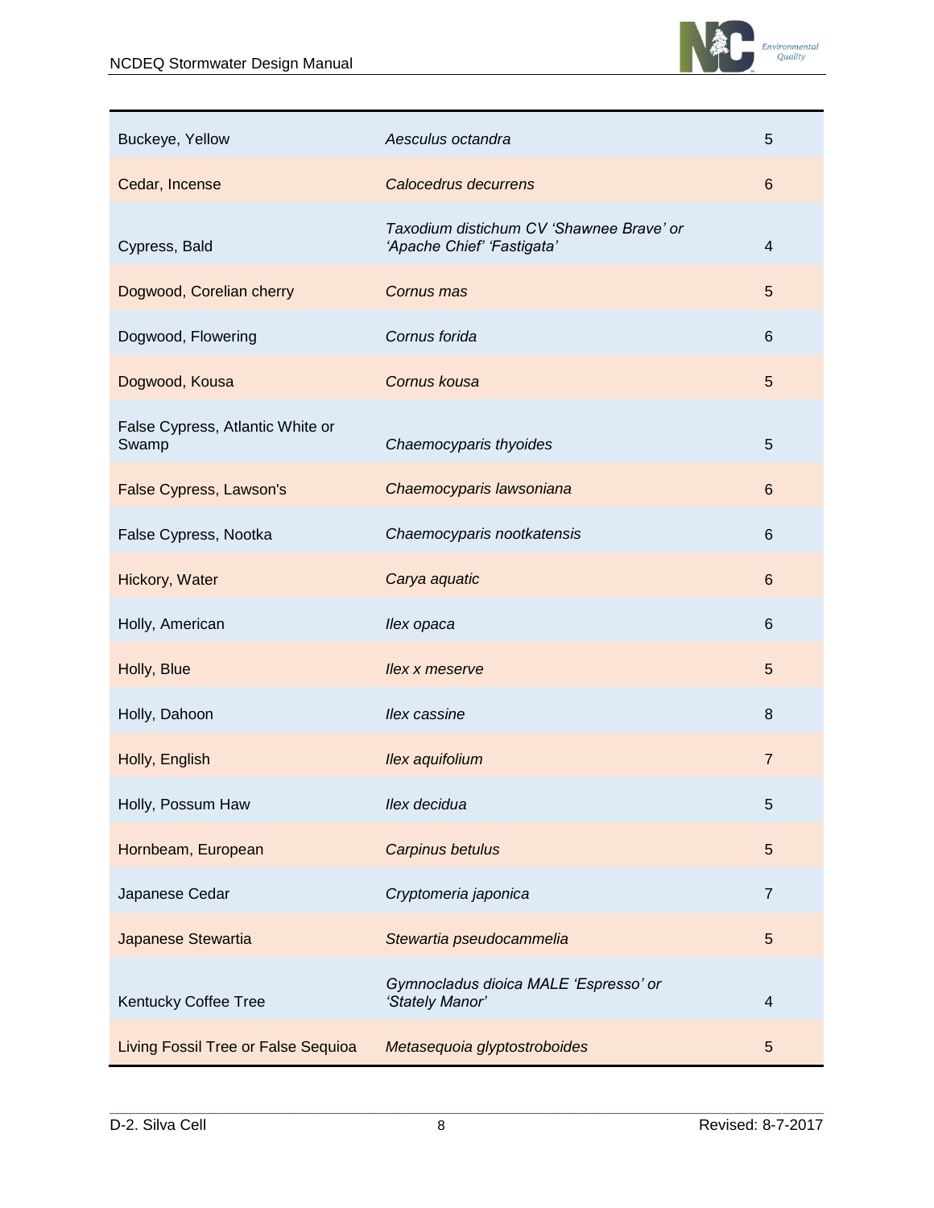| | | |
|---|---|---|
| Buckeye, Yellow | *Aesculus octandra* | 5 |
| Cedar, Incense | *Calocedrus decurrens* | 6 |
| Cypress, Bald | *Taxodium distichum CV 'Shawnee Brave' or 'Apache Chief' 'Fastigata'* | 4 |
| Dogwood, Corelian cherry | *Cornus mas* | 5 |
| Dogwood, Flowering | *Cornus forida* | 6 |
| Dogwood, Kousa | *Cornus kousa* | 5 |
| False Cypress, Atlantic White or Swamp | *Chaemocyparis thyoides* | 5 |
| False Cypress, Lawson's | *Chaemocyparis lawsoniana* | 6 |
| False Cypress, Nootka | *Chaemocyparis nootkatensis* | 6 |
| Hickory, Water | *Carya aquatic* | 6 |
| Holly, American | *Ilex opaca* | 6 |
| Holly, Blue | *Ilex x meserve* | 5 |
| Holly, Dahoon | *Ilex cassine* | 8 |
| Holly, English | *Ilex aquifolium* | 7 |
| Holly, Possum Haw | *Ilex decidua* | 5 |
| Hornbeam, European | *Carpinus betulus* | 5 |
| Japanese Cedar | *Cryptomeria japonica* | 7 |
| Japanese Stewartia | *Stewartia pseudocammelia* | 5 |
| Kentucky Coffee Tree | *Gymnocladus dioica MALE 'Espresso' or 'Stately Manor'* | 4 |
| Living Fossil Tree or False Sequioa | *Metasequoia glyptostroboides* | 5 |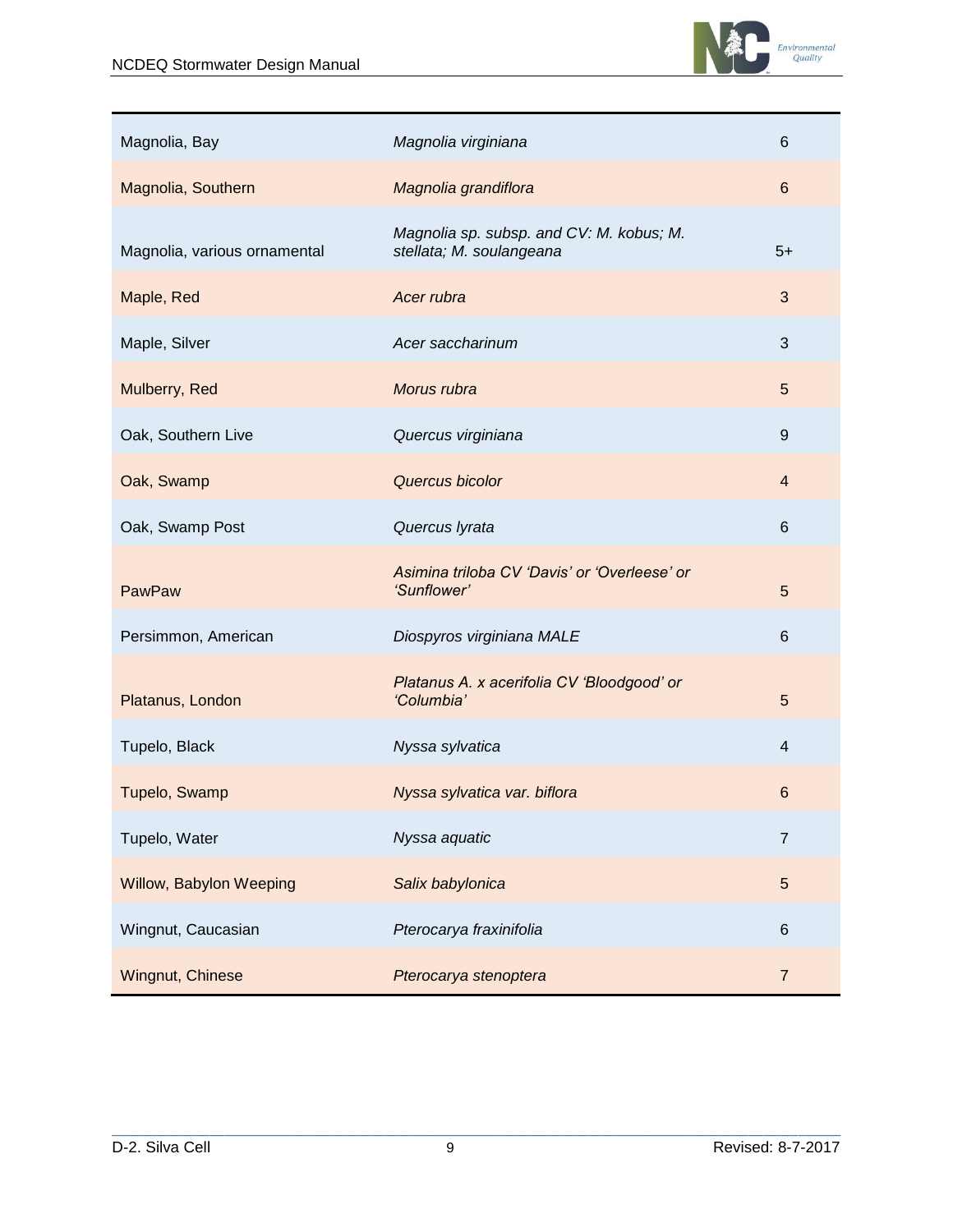| | | |
|---|---|---|
| Magnolia, Bay | *Magnolia virginiana* | 6 |
| Magnolia, Southern | *Magnolia grandiflora* | 6 |
| Magnolia, various ornamental | *Magnolia sp. subsp. and CV: M. kobus; M. stellata; M. soulangeana* | 5+ |
| Maple, Red | *Acer rubra* | 3 |
| Maple, Silver | *Acer saccharinum* | 3 |
| Mulberry, Red | *Morus rubra* | 5 |
| Oak, Southern Live | *Quercus virginiana* | 9 |
| Oak, Swamp | *Quercus bicolor* | 4 |
| Oak, Swamp Post | *Quercus lyrata* | 6 |
| PawPaw | *Asimina triloba CV 'Davis' or 'Overleese' or 'Sunflower'* | 5 |
| Persimmon, American | *Diospyros virginiana MALE* | 6 |
| Platanus, London | *Platanus A. x acerifolia CV 'Bloodgood' or 'Columbia'* | 5 |
| Tupelo, Black | *Nyssa sylvatica* | 4 |
| Tupelo, Swamp | *Nyssa sylvatica var. biflora* | 6 |
| Tupelo, Water | *Nyssa aquatic* | 7 |
| Willow, Babylon Weeping | *Salix babylonica* | 5 |
| Wingnut, Caucasian | *Pterocarya fraxinifolia* | 6 |
| Wingnut, Chinese | *Pterocarya stenoptera* | 7 |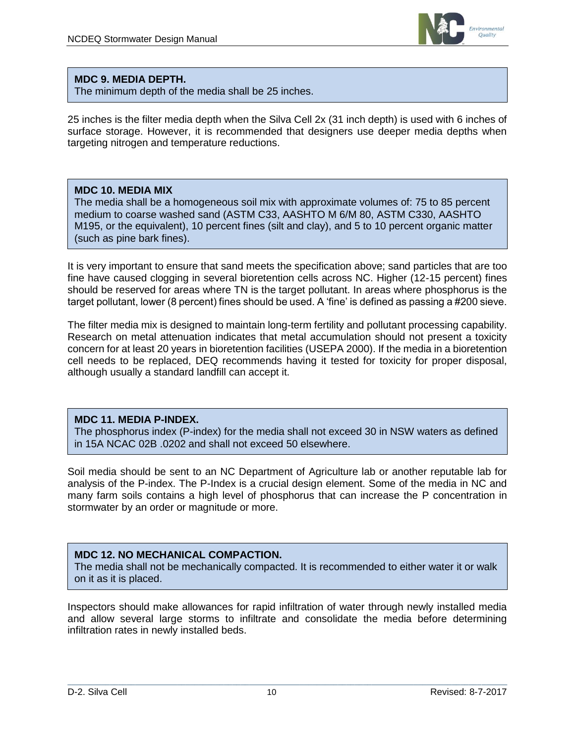**MDC 9. MEDIA DEPTH.**
The minimum depth of the media shall be 25 inches.

25 inches is the filter media depth when the Silva Cell 2x (31 inch depth) is used with 6 inches of surface storage. However, it is recommended that designers use deeper media depths when targeting nitrogen and temperature reductions.

**MDC 10. MEDIA MIX**
The media shall be a homogeneous soil mix with approximate volumes of: 75 to 85 percent medium to coarse washed sand (ASTM C33, AASHTO M 6/M 80, ASTM C330, AASHTO M195, or the equivalent), 10 percent fines (silt and clay), and 5 to 10 percent organic matter (such as pine bark fines).

It is very important to ensure that sand meets the specification above; sand particles that are too fine have caused clogging in several bioretention cells across NC. Higher (12-15 percent) fines should be reserved for areas where TN is the target pollutant. In areas where phosphorus is the target pollutant, lower (8 percent) fines should be used. A 'fine' is defined as passing a #200 sieve.

The filter media mix is designed to maintain long-term fertility and pollutant processing capability. Research on metal attenuation indicates that metal accumulation should not present a toxicity concern for at least 20 years in bioretention facilities (USEPA 2000). If the media in a bioretention cell needs to be replaced, DEQ recommends having it tested for toxicity for proper disposal, although usually a standard landfill can accept it.

**MDC 11. MEDIA P-INDEX.**
The phosphorus index (P-index) for the media shall not exceed 30 in NSW waters as defined in 15A NCAC 02B .0202 and shall not exceed 50 elsewhere.

Soil media should be sent to an NC Department of Agriculture lab or another reputable lab for analysis of the P-index. The P-Index is a crucial design element. Some of the media in NC and many farm soils contains a high level of phosphorus that can increase the P concentration in stormwater by an order or magnitude or more.

**MDC 12. NO MECHANICAL COMPACTION.**
The media shall not be mechanically compacted. It is recommended to either water it or walk on it as it is placed.

Inspectors should make allowances for rapid infiltration of water through newly installed media and allow several large storms to infiltrate and consolidate the media before determining infiltration rates in newly installed beds.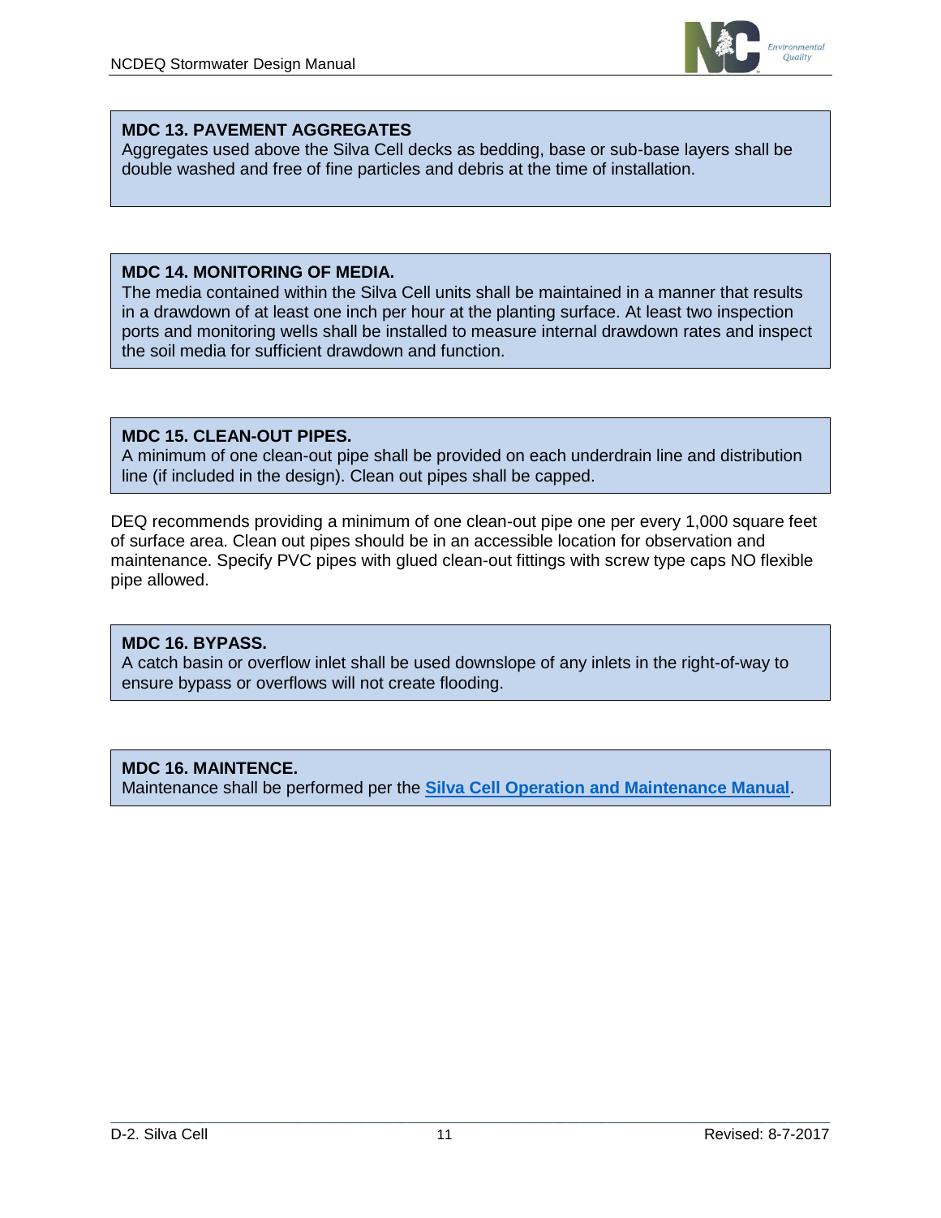**MDC 13. PAVEMENT AGGREGATES**

Aggregates used above the Silva Cell decks as bedding, base or sub-base layers shall be double washed and free of fine particles and debris at the time of installation.

**MDC 14. MONITORING OF MEDIA.**

The media contained within the Silva Cell units shall be maintained in a manner that results in a drawdown of at least one inch per hour at the planting surface. At least two inspection ports and monitoring wells shall be installed to measure internal drawdown rates and inspect the soil media for sufficient drawdown and function.

**MDC 15. CLEAN-OUT PIPES.**

A minimum of one clean-out pipe shall be provided on each underdrain line and distribution line (if included in the design). Clean out pipes shall be capped.

DEQ recommends providing a minimum of one clean-out pipe one per every 1,000 square feet of surface area. Clean out pipes should be in an accessible location for observation and maintenance. Specify PVC pipes with glued clean-out fittings with screw type caps NO flexible pipe allowed.

**MDC 16. BYPASS.**

A catch basin or overflow inlet shall be used downslope of any inlets in the right-of-way to ensure bypass or overflows will not create flooding.

**MDC 16. MAINTENCE.**

Maintenance shall be performed per the **Silva Cell Operation and Maintenance Manual**.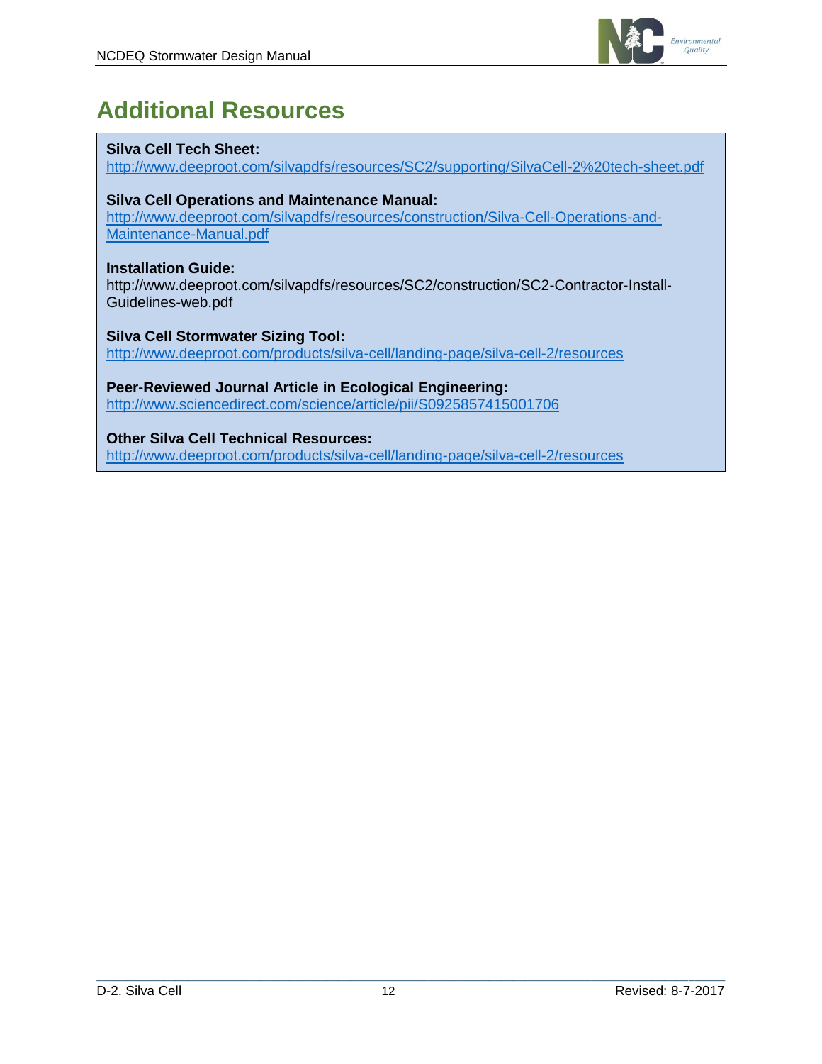# Additional Resources

**Silva Cell Tech Sheet:**
http://www.deeproot.com/silvapdfs/resources/SC2/supporting/SilvaCell-2%20tech-sheet.pdf

**Silva Cell Operations and Maintenance Manual:**
http://www.deeproot.com/silvapdfs/resources/construction/Silva-Cell-Operations-and-Maintenance-Manual.pdf

**Installation Guide:**
http://www.deeproot.com/silvapdfs/resources/SC2/construction/SC2-Contractor-Install-Guidelines-web.pdf

**Silva Cell Stormwater Sizing Tool:**
http://www.deeproot.com/products/silva-cell/landing-page/silva-cell-2/resources

**Peer-Reviewed Journal Article in Ecological Engineering:**
http://www.sciencedirect.com/science/article/pii/S0925857415001706

**Other Silva Cell Technical Resources:**
http://www.deeproot.com/products/silva-cell/landing-page/silva-cell-2/resources